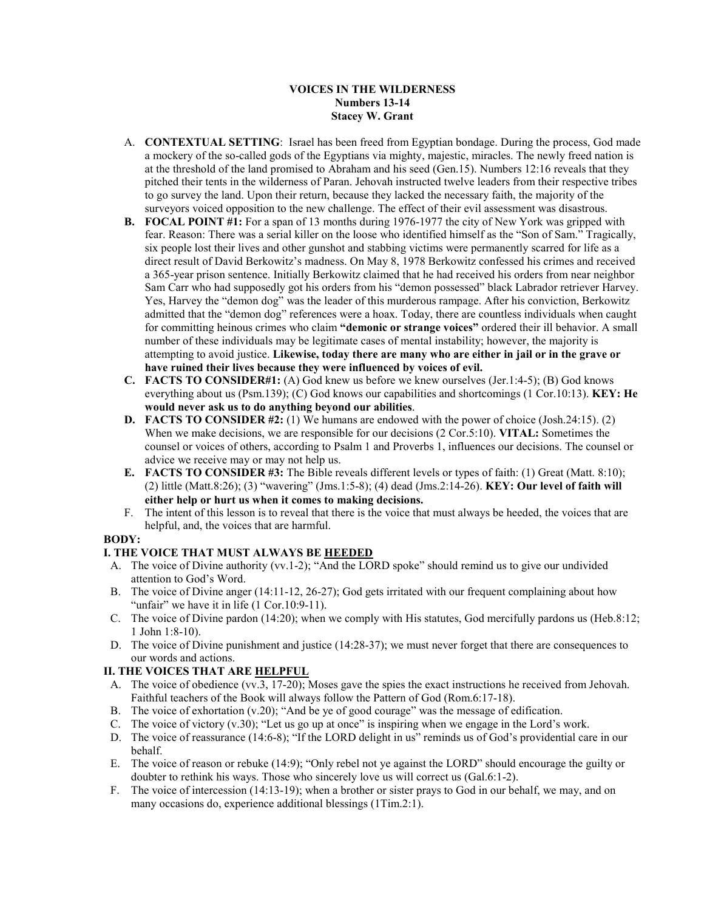**VOICES IN THE WILDERNESS**
**Numbers 13-14**
**Stacey W. Grant**

A. **CONTEXTUAL SETTING**: Israel has been freed from Egyptian bondage. During the process, God made a mockery of the so-called gods of the Egyptians via mighty, majestic, miracles. The newly freed nation is at the threshold of the land promised to Abraham and his seed (Gen.15). Numbers 12:16 reveals that they pitched their tents in the wilderness of Paran. Jehovah instructed twelve leaders from their respective tribes to go survey the land. Upon their return, because they lacked the necessary faith, the majority of the surveyors voiced opposition to the new challenge. The effect of their evil assessment was disastrous.

**B. FOCAL POINT #1:** For a span of 13 months during 1976-1977 the city of New York was gripped with fear. Reason: There was a serial killer on the loose who identified himself as the "Son of Sam." Tragically, six people lost their lives and other gunshot and stabbing victims were permanently scarred for life as a direct result of David Berkowitz's madness. On May 8, 1978 Berkowitz confessed his crimes and received a 365-year prison sentence. Initially Berkowitz claimed that he had received his orders from near neighbor Sam Carr who had supposedly got his orders from his "demon possessed" black Labrador retriever Harvey. Yes, Harvey the "demon dog" was the leader of this murderous rampage. After his conviction, Berkowitz admitted that the "demon dog" references were a hoax. Today, there are countless individuals when caught for committing heinous crimes who claim **"demonic or strange voices"** ordered their ill behavior. A small number of these individuals may be legitimate cases of mental instability; however, the majority is attempting to avoid justice. **Likewise, today there are many who are either in jail or in the grave or have ruined their lives because they were influenced by voices of evil.**

**C. FACTS TO CONSIDER#1:** (A) God knew us before we knew ourselves (Jer.1:4-5); (B) God knows everything about us (Psm.139); (C) God knows our capabilities and shortcomings (1 Cor.10:13). **KEY: He would never ask us to do anything beyond our abilities**.

**D. FACTS TO CONSIDER #2:** (1) We humans are endowed with the power of choice (Josh.24:15). (2) When we make decisions, we are responsible for our decisions (2 Cor.5:10). **VITAL:** Sometimes the counsel or voices of others, according to Psalm 1 and Proverbs 1, influences our decisions. The counsel or advice we receive may or may not help us.

**E. FACTS TO CONSIDER #3:** The Bible reveals different levels or types of faith: (1) Great (Matt. 8:10); (2) little (Matt.8:26); (3) "wavering" (Jms.1:5-8); (4) dead (Jms.2:14-26). **KEY: Our level of faith will either help or hurt us when it comes to making decisions.**

F. The intent of this lesson is to reveal that there is the voice that must always be heeded, the voices that are helpful, and, the voices that are harmful.

**BODY:**

**I. THE VOICE THAT MUST ALWAYS BE <u>HEEDED</u>**

A. The voice of Divine authority (vv.1-2); "And the LORD spoke" should remind us to give our undivided attention to God's Word.

B. The voice of Divine anger (14:11-12, 26-27); God gets irritated with our frequent complaining about how "unfair" we have it in life (1 Cor.10:9-11).

C. The voice of Divine pardon (14:20); when we comply with His statutes, God mercifully pardons us (Heb.8:12; 1 John 1:8-10).

D. The voice of Divine punishment and justice (14:28-37); we must never forget that there are consequences to our words and actions.

**II. THE VOICES THAT ARE <u>HELPFUL</u>**

A. The voice of obedience (vv.3, 17-20); Moses gave the spies the exact instructions he received from Jehovah. Faithful teachers of the Book will always follow the Pattern of God (Rom.6:17-18).

B. The voice of exhortation (v.20); "And be ye of good courage" was the message of edification.

C. The voice of victory (v.30); "Let us go up at once" is inspiring when we engage in the Lord's work.

D. The voice of reassurance (14:6-8); "If the LORD delight in us" reminds us of God's providential care in our behalf.

E. The voice of reason or rebuke (14:9); "Only rebel not ye against the LORD" should encourage the guilty or doubter to rethink his ways. Those who sincerely love us will correct us (Gal.6:1-2).

F. The voice of intercession (14:13-19); when a brother or sister prays to God in our behalf, we may, and on many occasions do, experience additional blessings (1Tim.2:1).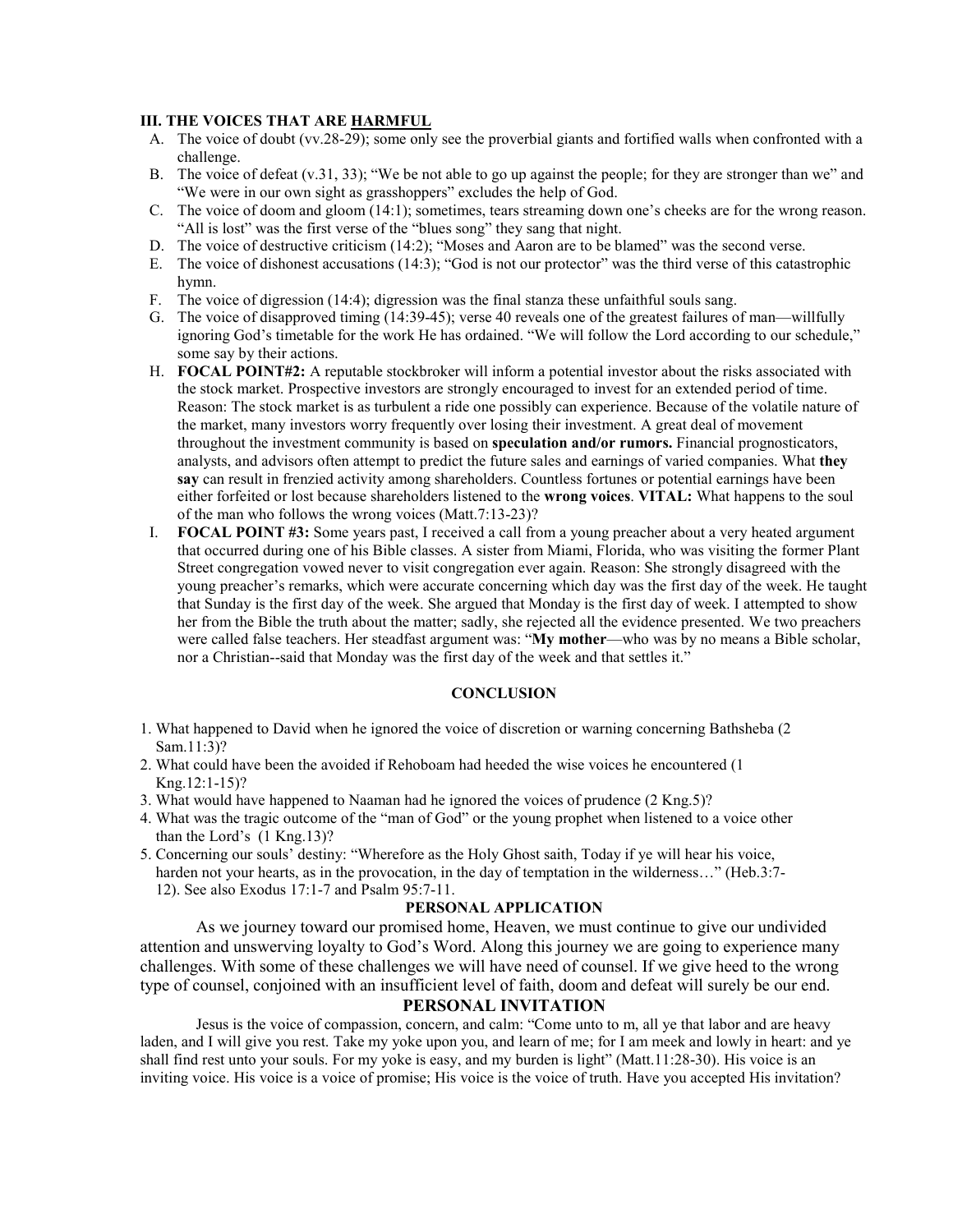### III. THE VOICES THAT ARE HARMFUL

A. The voice of doubt (vv.28-29); some only see the proverbial giants and fortified walls when confronted with a challenge.
B. The voice of defeat (v.31, 33); "We be not able to go up against the people; for they are stronger than we" and "We were in our own sight as grasshoppers" excludes the help of God.
C. The voice of doom and gloom (14:1); sometimes, tears streaming down one's cheeks are for the wrong reason. "All is lost" was the first verse of the "blues song" they sang that night.
D. The voice of destructive criticism (14:2); "Moses and Aaron are to be blamed" was the second verse.
E. The voice of dishonest accusations (14:3); "God is not our protector" was the third verse of this catastrophic hymn.
F. The voice of digression (14:4); digression was the final stanza these unfaithful souls sang.
G. The voice of disapproved timing (14:39-45); verse 40 reveals one of the greatest failures of man—willfully ignoring God's timetable for the work He has ordained. "We will follow the Lord according to our schedule," some say by their actions.
H. **FOCAL POINT#2:** A reputable stockbroker will inform a potential investor about the risks associated with the stock market. Prospective investors are strongly encouraged to invest for an extended period of time. Reason: The stock market is as turbulent a ride one possibly can experience. Because of the volatile nature of the market, many investors worry frequently over losing their investment. A great deal of movement throughout the investment community is based on **speculation and/or rumors.** Financial prognosticators, analysts, and advisors often attempt to predict the future sales and earnings of varied companies. What **they say** can result in frenzied activity among shareholders. Countless fortunes or potential earnings have been either forfeited or lost because shareholders listened to the **wrong voices**. **VITAL:** What happens to the soul of the man who follows the wrong voices (Matt.7:13-23)?
I. **FOCAL POINT #3:** Some years past, I received a call from a young preacher about a very heated argument that occurred during one of his Bible classes. A sister from Miami, Florida, who was visiting the former Plant Street congregation vowed never to visit congregation ever again. Reason: She strongly disagreed with the young preacher's remarks, which were accurate concerning which day was the first day of the week. He taught that Sunday is the first day of the week. She argued that Monday is the first day of week. I attempted to show her from the Bible the truth about the matter; sadly, she rejected all the evidence presented. We two preachers were called false teachers. Her steadfast argument was: "**My mother**—who was by no means a Bible scholar, nor a Christian--said that Monday was the first day of the week and that settles it."

### CONCLUSION

1. What happened to David when he ignored the voice of discretion or warning concerning Bathsheba (2 Sam.11:3)?
2. What could have been the avoided if Rehoboam had heeded the wise voices he encountered (1 Kng.12:1-15)?
3. What would have happened to Naaman had he ignored the voices of prudence (2 Kng.5)?
4. What was the tragic outcome of the "man of God" or the young prophet when listened to a voice other than the Lord's (1 Kng.13)?
5. Concerning our souls' destiny: "Wherefore as the Holy Ghost saith, Today if ye will hear his voice, harden not your hearts, as in the provocation, in the day of temptation in the wilderness…" (Heb.3:7-12). See also Exodus 17:1-7 and Psalm 95:7-11.

### PERSONAL APPLICATION

As we journey toward our promised home, Heaven, we must continue to give our undivided attention and unswerving loyalty to God's Word. Along this journey we are going to experience many challenges. With some of these challenges we will have need of counsel. If we give heed to the wrong type of counsel, conjoined with an insufficient level of faith, doom and defeat will surely be our end.

### PERSONAL INVITATION

Jesus is the voice of compassion, concern, and calm: "Come unto to m, all ye that labor and are heavy laden, and I will give you rest. Take my yoke upon you, and learn of me; for I am meek and lowly in heart: and ye shall find rest unto your souls. For my yoke is easy, and my burden is light" (Matt.11:28-30). His voice is an inviting voice. His voice is a voice of promise; His voice is the voice of truth. Have you accepted His invitation?